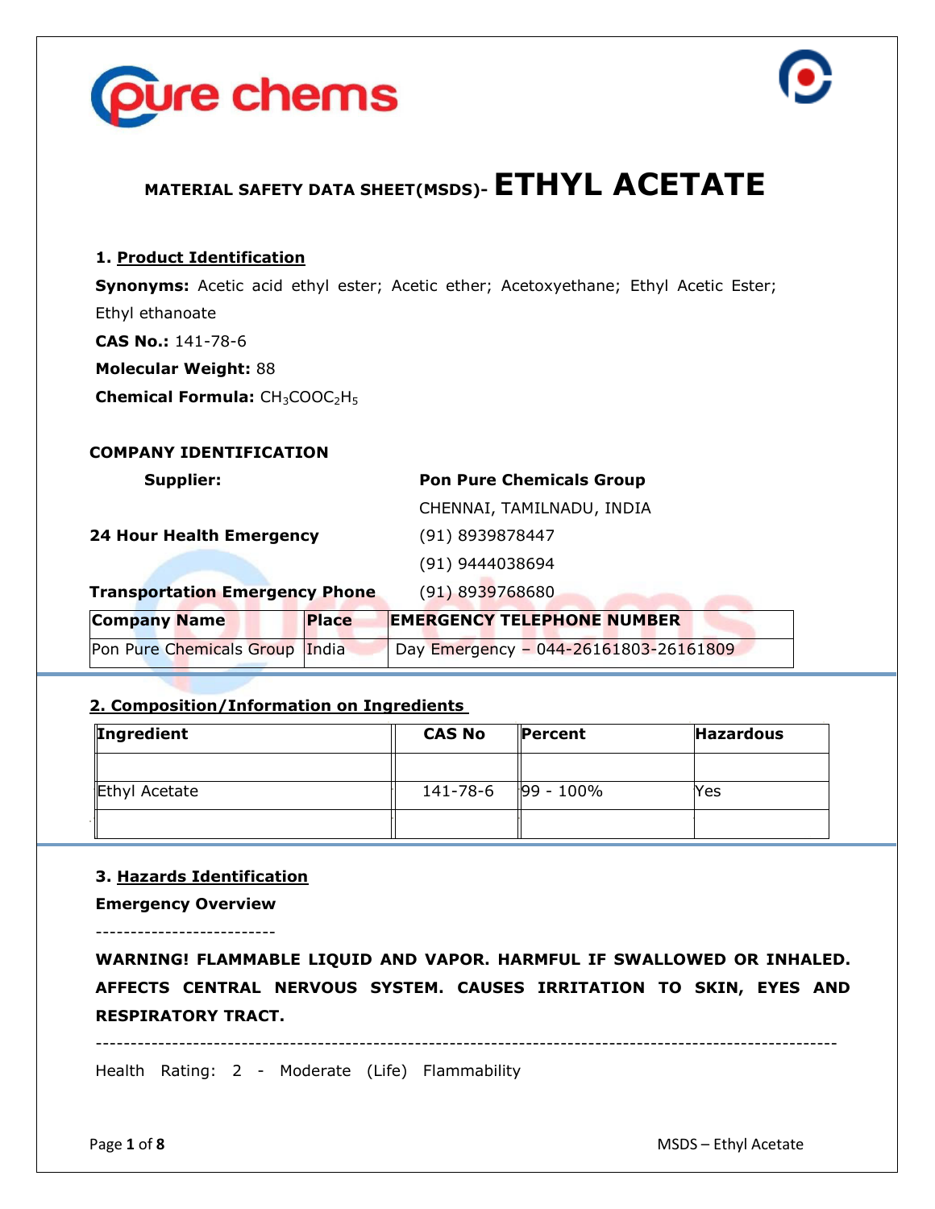# MATERIAL SAFETY DATA SHEET(MSDS)- ETHYL ACETATE

## 1. Product Identification

**Synonyms:** Acetic acid ethyl ester; Acetic ether; Acetoxyethane; Ethyl Acetic Ester; Ethyl ethanoate

**CAS No.:** 141-78-6

**Molecular Weight:** 88

**Chemical Formula:** $CH_3COOC_2H_5$

**COMPANY IDENTIFICATION**

**Supplier:** **Pon Pure Chemicals Group**
CHENNAI, TAMILNADU, INDIA

**24 Hour Health Emergency** (91) 8939878447
(91) 9444038694

**Transportation Emergency Phone** (91) 8939768680

| Company Name | Place | EMERGENCY TELEPHONE NUMBER |
|---|---|---|
| Pon Pure Chemicals Group | India | Day Emergency – 044-26161803-26161809 |

## 2. Composition/Information on Ingredients

| Ingredient | CAS No | Percent | Hazardous |
|---|---|---|---|
| | | | |
| Ethyl Acetate | 141-78-6 | 99 - 100% | Yes |
| | | | |

## 3. Hazards Identification

**Emergency Overview**

--------------------------

**WARNING! FLAMMABLE LIQUID AND VAPOR. HARMFUL IF SWALLOWED OR INHALED. AFFECTS CENTRAL NERVOUS SYSTEM. CAUSES IRRITATION TO SKIN, EYES AND RESPIRATORY TRACT.**

-----------------------------------------------------------------------------------------------------------

Health Rating: 2 - Moderate (Life) Flammability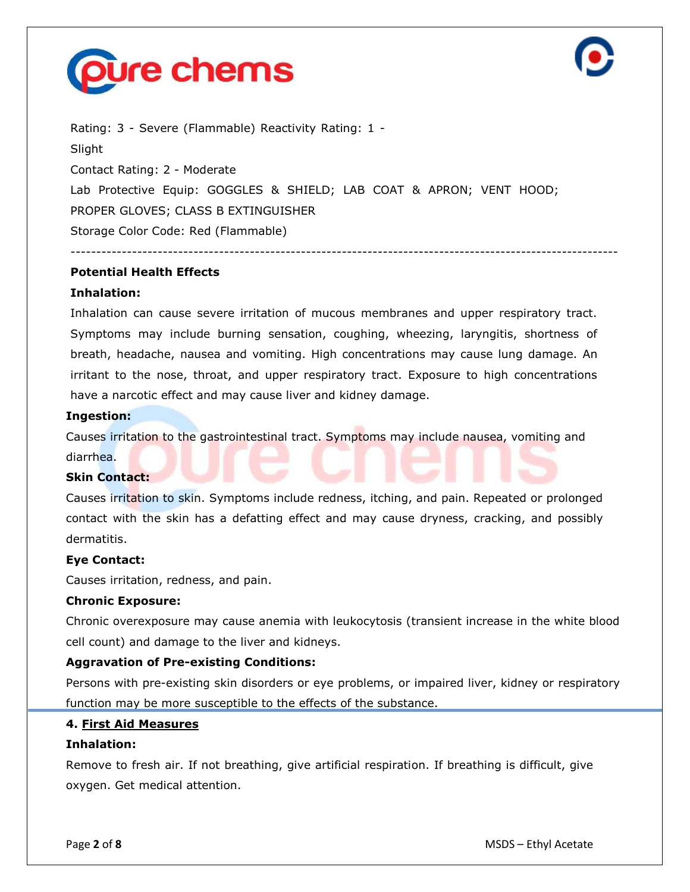Rating: 3 - Severe (Flammable) Reactivity Rating: 1 - Slight

Contact Rating: 2 - Moderate

Lab Protective Equip: GOGGLES & SHIELD; LAB COAT & APRON; VENT HOOD; PROPER GLOVES; CLASS B EXTINGUISHER

Storage Color Code: Red (Flammable)

---

**Potential Health Effects**

**Inhalation:**

Inhalation can cause severe irritation of mucous membranes and upper respiratory tract. Symptoms may include burning sensation, coughing, wheezing, laryngitis, shortness of breath, headache, nausea and vomiting. High concentrations may cause lung damage. An irritant to the nose, throat, and upper respiratory tract. Exposure to high concentrations have a narcotic effect and may cause liver and kidney damage.

**Ingestion:**

Causes irritation to the gastrointestinal tract. Symptoms may include nausea, vomiting and diarrhea.

**Skin Contact:**

Causes irritation to skin. Symptoms include redness, itching, and pain. Repeated or prolonged contact with the skin has a defatting effect and may cause dryness, cracking, and possibly dermatitis.

**Eye Contact:**

Causes irritation, redness, and pain.

**Chronic Exposure:**

Chronic overexposure may cause anemia with leukocytosis (transient increase in the white blood cell count) and damage to the liver and kidneys.

**Aggravation of Pre-existing Conditions:**

Persons with pre-existing skin disorders or eye problems, or impaired liver, kidney or respiratory function may be more susceptible to the effects of the substance.

## 4. First Aid Measures

**Inhalation:**

Remove to fresh air. If not breathing, give artificial respiration. If breathing is difficult, give oxygen. Get medical attention.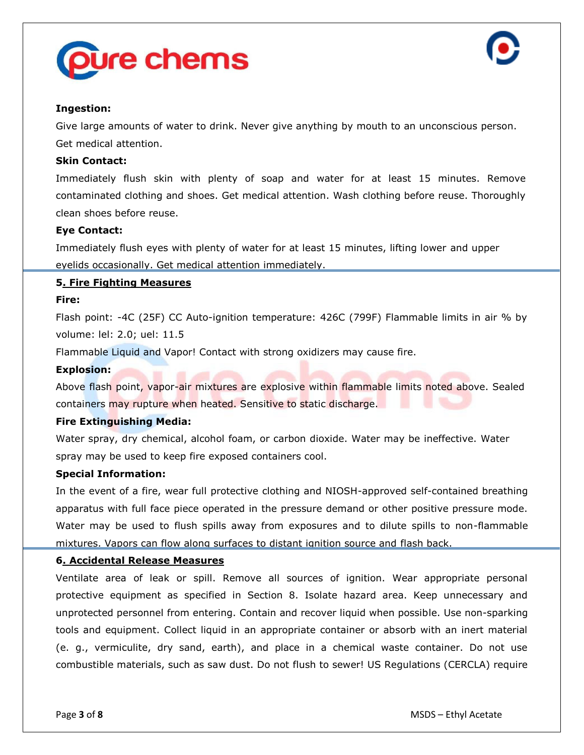**Ingestion:**

Give large amounts of water to drink. Never give anything by mouth to an unconscious person. Get medical attention.

**Skin Contact:**

Immediately flush skin with plenty of soap and water for at least 15 minutes. Remove contaminated clothing and shoes. Get medical attention. Wash clothing before reuse. Thoroughly clean shoes before reuse.

**Eye Contact:**

Immediately flush eyes with plenty of water for at least 15 minutes, lifting lower and upper eyelids occasionally. Get medical attention immediately.

## 5. Fire Fighting Measures

**Fire:**

Flash point: -4C (25F) CC Auto-ignition temperature: 426C (799F) Flammable limits in air % by volume: lel: 2.0; uel: 11.5

Flammable Liquid and Vapor! Contact with strong oxidizers may cause fire.

**Explosion:**

Above flash point, vapor-air mixtures are explosive within flammable limits noted above. Sealed containers may rupture when heated. Sensitive to static discharge.

**Fire Extinguishing Media:**

Water spray, dry chemical, alcohol foam, or carbon dioxide. Water may be ineffective. Water spray may be used to keep fire exposed containers cool.

**Special Information:**

In the event of a fire, wear full protective clothing and NIOSH-approved self-contained breathing apparatus with full face piece operated in the pressure demand or other positive pressure mode. Water may be used to flush spills away from exposures and to dilute spills to non-flammable mixtures. Vapors can flow along surfaces to distant ignition source and flash back.

## 6. Accidental Release Measures

Ventilate area of leak or spill. Remove all sources of ignition. Wear appropriate personal protective equipment as specified in Section 8. Isolate hazard area. Keep unnecessary and unprotected personnel from entering. Contain and recover liquid when possible. Use non-sparking tools and equipment. Collect liquid in an appropriate container or absorb with an inert material (e. g., vermiculite, dry sand, earth), and place in a chemical waste container. Do not use combustible materials, such as saw dust. Do not flush to sewer! US Regulations (CERCLA) require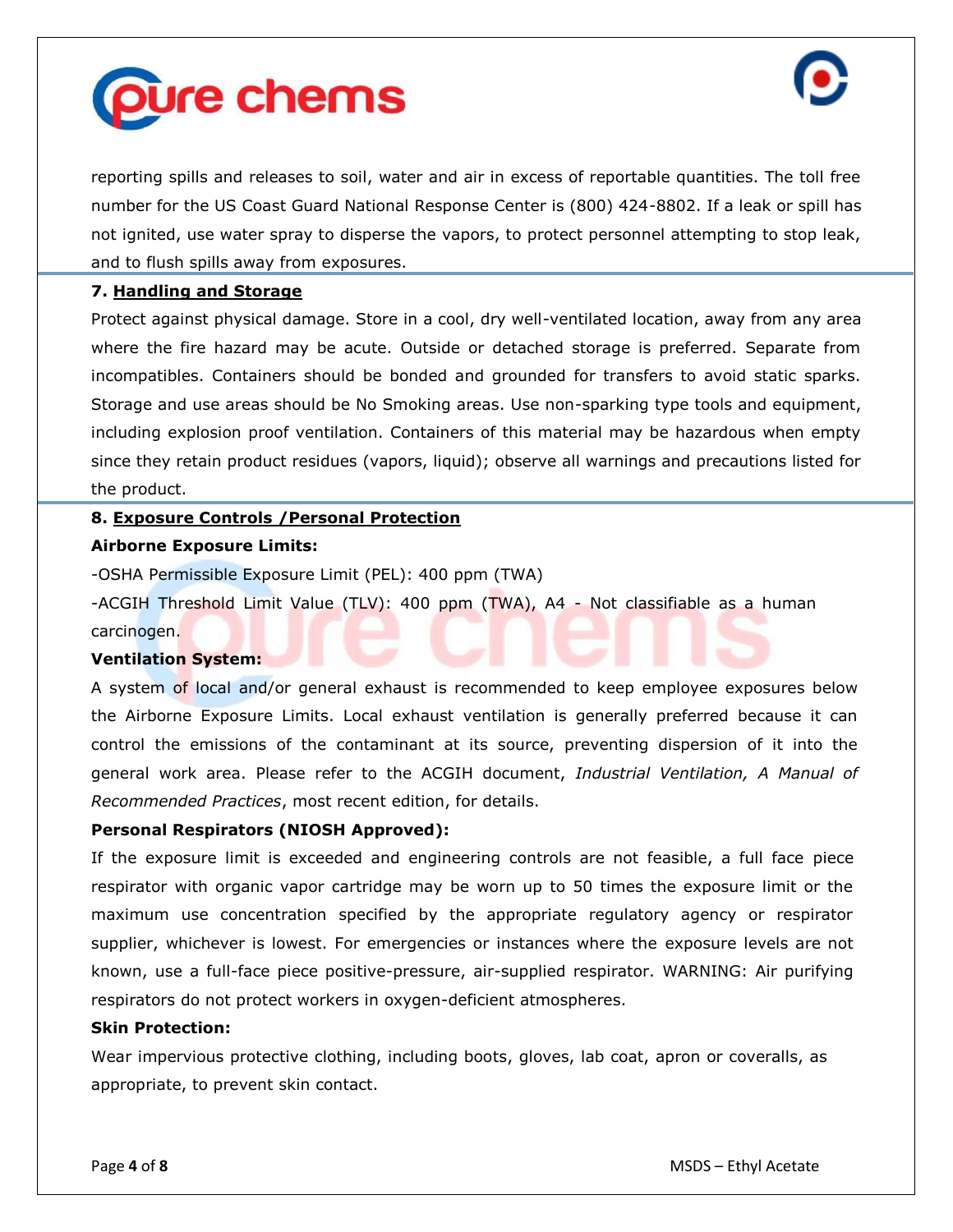reporting spills and releases to soil, water and air in excess of reportable quantities. The toll free number for the US Coast Guard National Response Center is (800) 424-8802. If a leak or spill has not ignited, use water spray to disperse the vapors, to protect personnel attempting to stop leak, and to flush spills away from exposures.

## 7. Handling and Storage

Protect against physical damage. Store in a cool, dry well-ventilated location, away from any area where the fire hazard may be acute. Outside or detached storage is preferred. Separate from incompatibles. Containers should be bonded and grounded for transfers to avoid static sparks. Storage and use areas should be No Smoking areas. Use non-sparking type tools and equipment, including explosion proof ventilation. Containers of this material may be hazardous when empty since they retain product residues (vapors, liquid); observe all warnings and precautions listed for the product.

## 8. Exposure Controls /Personal Protection

**Airborne Exposure Limits:**

-OSHA Permissible Exposure Limit (PEL): 400 ppm (TWA)

-ACGIH Threshold Limit Value (TLV): 400 ppm (TWA), A4 - Not classifiable as a human carcinogen.

**Ventilation System:**

A system of local and/or general exhaust is recommended to keep employee exposures below the Airborne Exposure Limits. Local exhaust ventilation is generally preferred because it can control the emissions of the contaminant at its source, preventing dispersion of it into the general work area. Please refer to the ACGIH document, *Industrial Ventilation, A Manual of Recommended Practices*, most recent edition, for details.

**Personal Respirators (NIOSH Approved):**

If the exposure limit is exceeded and engineering controls are not feasible, a full face piece respirator with organic vapor cartridge may be worn up to 50 times the exposure limit or the maximum use concentration specified by the appropriate regulatory agency or respirator supplier, whichever is lowest. For emergencies or instances where the exposure levels are not known, use a full-face piece positive-pressure, air-supplied respirator. WARNING: Air purifying respirators do not protect workers in oxygen-deficient atmospheres.

**Skin Protection:**

Wear impervious protective clothing, including boots, gloves, lab coat, apron or coveralls, as appropriate, to prevent skin contact.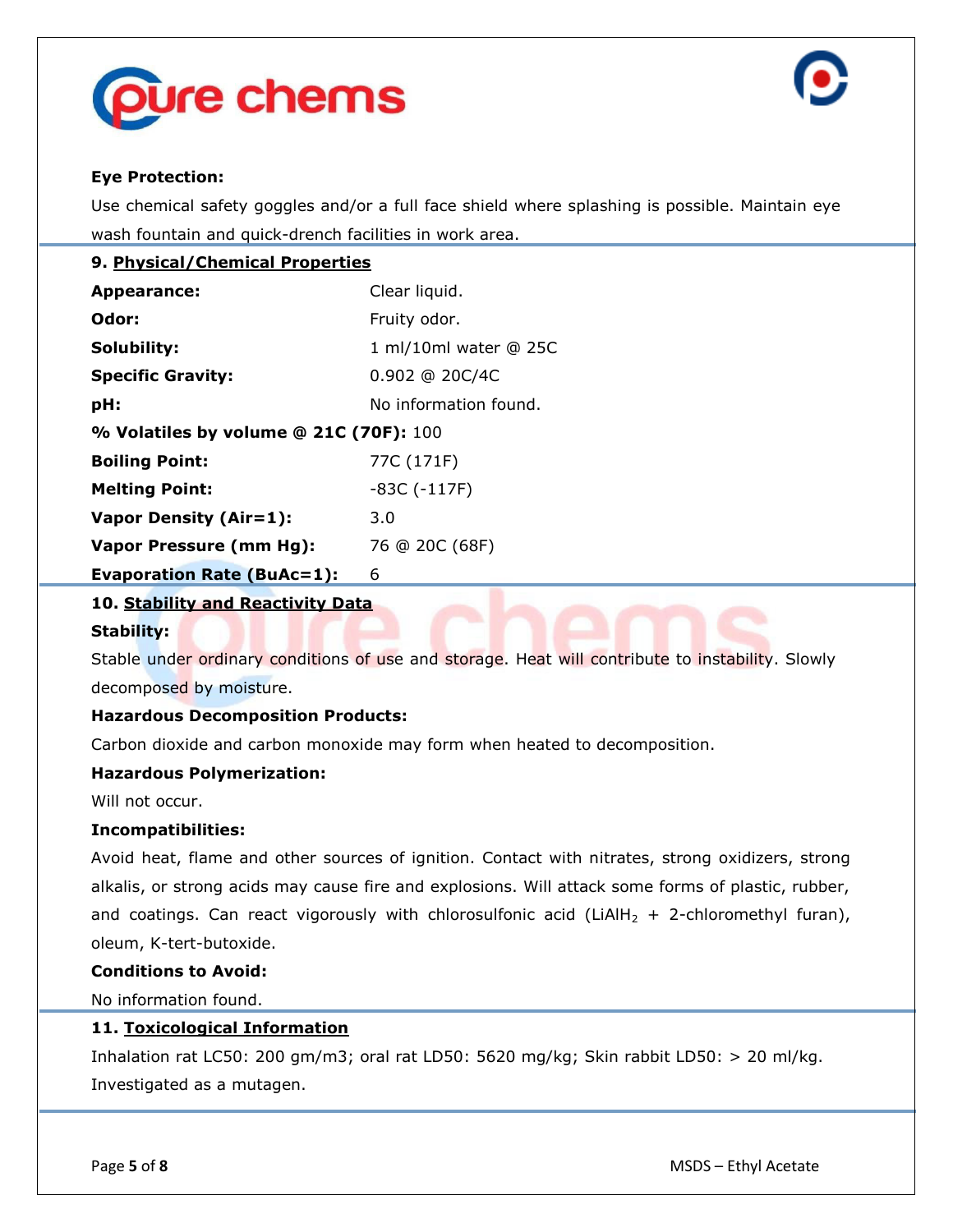**Eye Protection:**

Use chemical safety goggles and/or a full face shield where splashing is possible. Maintain eye wash fountain and quick-drench facilities in work area.

## 9. Physical/Chemical Properties

**Appearance:** Clear liquid.

**Odor:** Fruity odor.

**Solubility:** 1 ml/10ml water @ 25C

**Specific Gravity:** 0.902 @ 20C/4C

**pH:** No information found.

**% Volatiles by volume @ 21C (70F):** 100

**Boiling Point:** 77C (171F)

**Melting Point:** -83C (-117F)

**Vapor Density (Air=1):** 3.0

**Vapor Pressure (mm Hg):** 76 @ 20C (68F)

**Evaporation Rate (BuAc=1):** 6

## 10. Stability and Reactivity Data

**Stability:**

Stable under ordinary conditions of use and storage. Heat will contribute to instability. Slowly decomposed by moisture.

**Hazardous Decomposition Products:**

Carbon dioxide and carbon monoxide may form when heated to decomposition.

**Hazardous Polymerization:**

Will not occur.

**Incompatibilities:**

Avoid heat, flame and other sources of ignition. Contact with nitrates, strong oxidizers, strong alkalis, or strong acids may cause fire and explosions. Will attack some forms of plastic, rubber, and coatings. Can react vigorously with chlorosulfonic acid ($LiAlH_2$ + 2-chloromethyl furan), oleum, K-tert-butoxide.

**Conditions to Avoid:**

No information found.

## 11. Toxicological Information

Inhalation rat LC50: 200 gm/m3; oral rat LD50: 5620 mg/kg; Skin rabbit LD50: > 20 ml/kg. Investigated as a mutagen.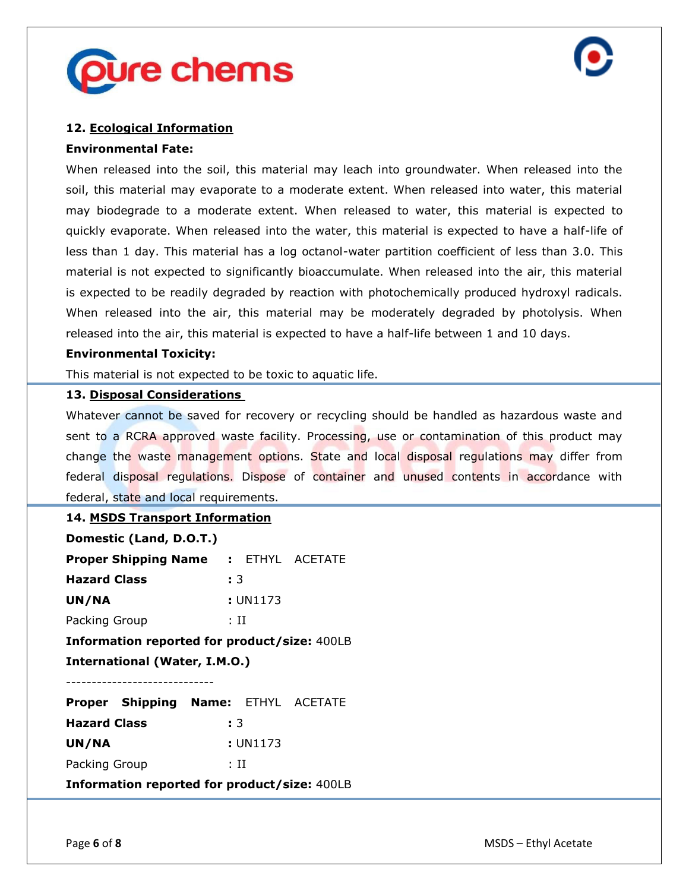## 12. Ecological Information

**Environmental Fate:**

When released into the soil, this material may leach into groundwater. When released into the soil, this material may evaporate to a moderate extent. When released into water, this material may biodegrade to a moderate extent. When released to water, this material is expected to quickly evaporate. When released into the water, this material is expected to have a half-life of less than 1 day. This material has a log octanol-water partition coefficient of less than 3.0. This material is not expected to significantly bioaccumulate. When released into the air, this material is expected to be readily degraded by reaction with photochemically produced hydroxyl radicals. When released into the air, this material may be moderately degraded by photolysis. When released into the air, this material is expected to have a half-life between 1 and 10 days.

**Environmental Toxicity:**

This material is not expected to be toxic to aquatic life.

## 13. Disposal Considerations

Whatever cannot be saved for recovery or recycling should be handled as hazardous waste and sent to a RCRA approved waste facility. Processing, use or contamination of this product may change the waste management options. State and local disposal regulations may differ from federal disposal regulations. Dispose of container and unused contents in accordance with federal, state and local requirements.

## 14. MSDS Transport Information

**Domestic (Land, D.O.T.)**

**Proper Shipping Name** : ETHYL ACETATE

**Hazard Class** : 3

**UN/NA** : UN1173

Packing Group : II

**Information reported for product/size:** 400LB

**International (Water, I.M.O.)**

-----------------------------

**Proper Shipping Name:** ETHYL ACETATE

**Hazard Class** : 3

**UN/NA** : UN1173

Packing Group : II

**Information reported for product/size:** 400LB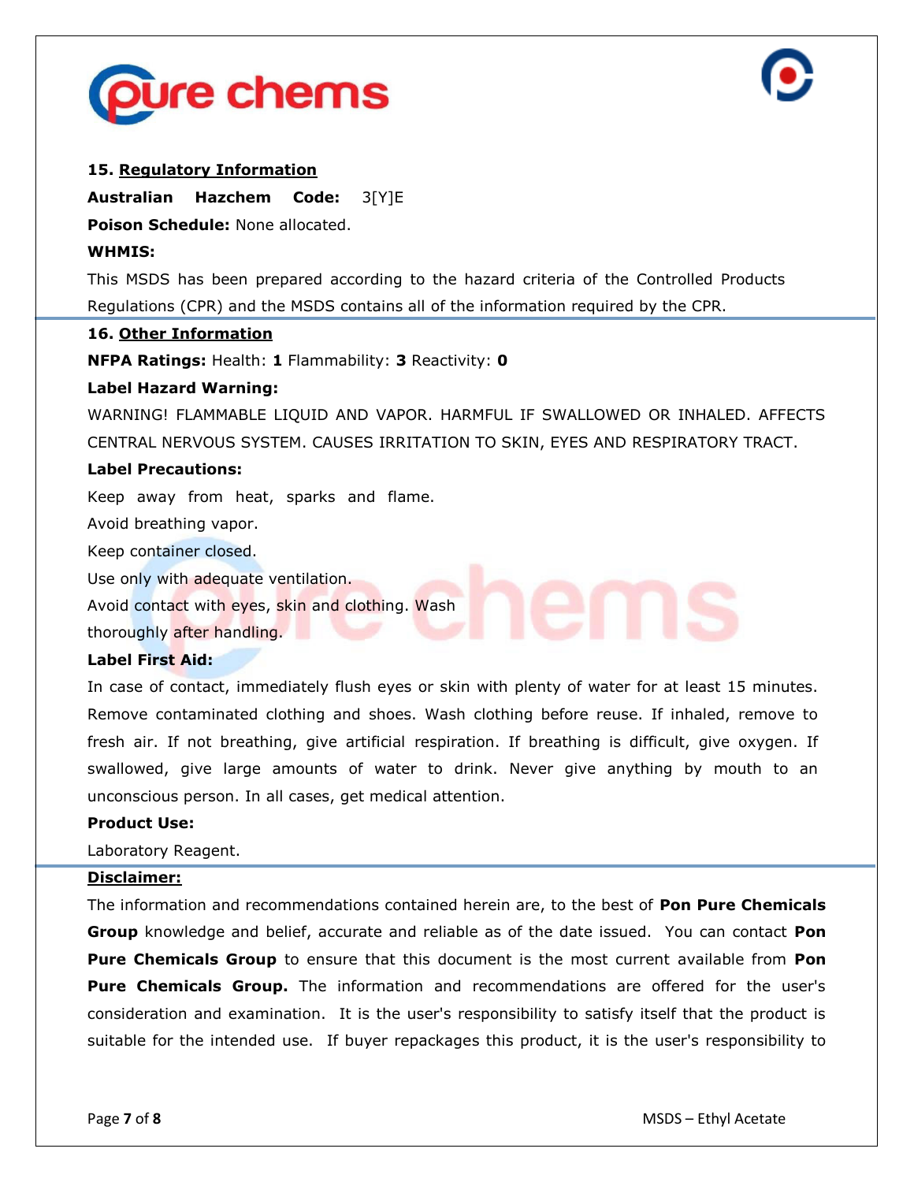## 15. Regulatory Information

**Australian Hazchem Code:** 3[Y]E

**Poison Schedule:** None allocated.

**WHMIS:**

This MSDS has been prepared according to the hazard criteria of the Controlled Products Regulations (CPR) and the MSDS contains all of the information required by the CPR.

## 16. Other Information

**NFPA Ratings:** Health: **1** Flammability: **3** Reactivity: **0**

**Label Hazard Warning:**

WARNING! FLAMMABLE LIQUID AND VAPOR. HARMFUL IF SWALLOWED OR INHALED. AFFECTS CENTRAL NERVOUS SYSTEM. CAUSES IRRITATION TO SKIN, EYES AND RESPIRATORY TRACT.

**Label Precautions:**

Keep away from heat, sparks and flame.

Avoid breathing vapor.

Keep container closed.

Use only with adequate ventilation.

Avoid contact with eyes, skin and clothing. Wash thoroughly after handling.

**Label First Aid:**

In case of contact, immediately flush eyes or skin with plenty of water for at least 15 minutes. Remove contaminated clothing and shoes. Wash clothing before reuse. If inhaled, remove to fresh air. If not breathing, give artificial respiration. If breathing is difficult, give oxygen. If swallowed, give large amounts of water to drink. Never give anything by mouth to an unconscious person. In all cases, get medical attention.

**Product Use:**

Laboratory Reagent.

**Disclaimer:**

The information and recommendations contained herein are, to the best of **Pon Pure Chemicals Group** knowledge and belief, accurate and reliable as of the date issued. You can contact **Pon Pure Chemicals Group** to ensure that this document is the most current available from **Pon Pure Chemicals Group.** The information and recommendations are offered for the user's consideration and examination. It is the user's responsibility to satisfy itself that the product is suitable for the intended use. If buyer repackages this product, it is the user's responsibility to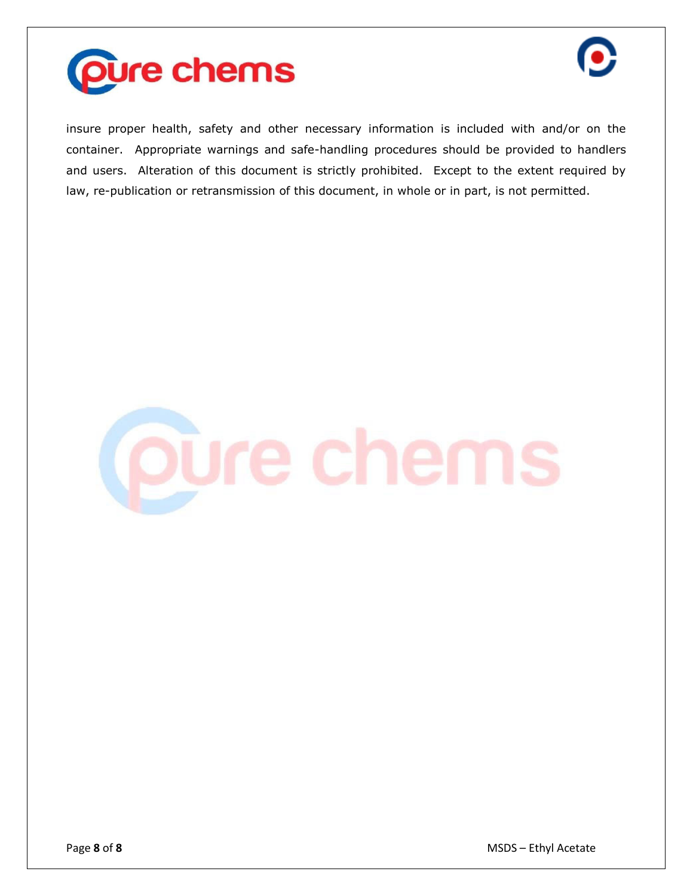insure proper health, safety and other necessary information is included with and/or on the container. Appropriate warnings and safe-handling procedures should be provided to handlers and users. Alteration of this document is strictly prohibited. Except to the extent required by law, re-publication or retransmission of this document, in whole or in part, is not permitted.